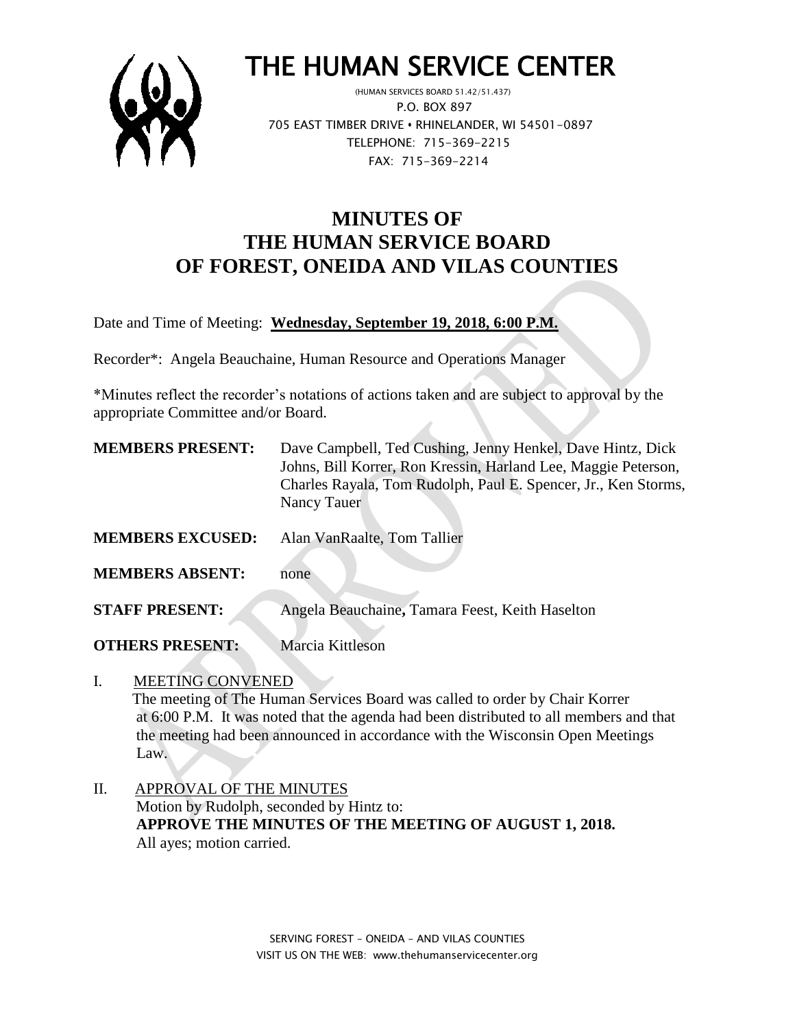# THE HUMAN SERVICE CENTER

(HUMAN SERVICES BOARD 51.42/51.437)
P.O. BOX 897
705 EAST TIMBER DRIVE • RHINELANDER, WI 54501-0897
TELEPHONE: 715-369-2215
FAX: 715-369-2214

## MINUTES OF THE HUMAN SERVICE BOARD OF FOREST, ONEIDA AND VILAS COUNTIES

Date and Time of Meeting: **Wednesday, September 19, 2018, 6:00 P.M.**

Recorder\*: Angela Beauchaine, Human Resource and Operations Manager

\*Minutes reflect the recorder's notations of actions taken and are subject to approval by the appropriate Committee and/or Board.

**MEMBERS PRESENT:** Dave Campbell, Ted Cushing, Jenny Henkel, Dave Hintz, Dick Johns, Bill Korrer, Ron Kressin, Harland Lee, Maggie Peterson, Charles Rayala, Tom Rudolph, Paul E. Spencer, Jr., Ken Storms, Nancy Tauer

**MEMBERS EXCUSED:** Alan VanRaalte, Tom Tallier

**MEMBERS ABSENT:** none

**STAFF PRESENT:** Angela Beauchaine**,** Tamara Feest, Keith Haselton

**OTHERS PRESENT:** Marcia Kittleson

I. MEETING CONVENED

The meeting of The Human Services Board was called to order by Chair Korrer at 6:00 P.M. It was noted that the agenda had been distributed to all members and that the meeting had been announced in accordance with the Wisconsin Open Meetings Law.

II. APPROVAL OF THE MINUTES

Motion by Rudolph, seconded by Hintz to:
**APPROVE THE MINUTES OF THE MEETING OF AUGUST 1, 2018.**
All ayes; motion carried.

SERVING FOREST – ONEIDA – AND VILAS COUNTIES
VISIT US ON THE WEB: www.thehumanservicecenter.org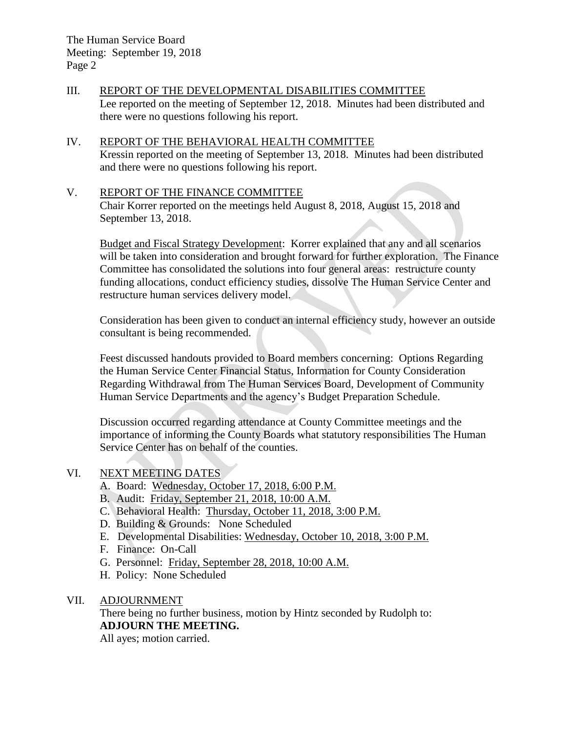## III. REPORT OF THE DEVELOPMENTAL DISABILITIES COMMITTEE

Lee reported on the meeting of September 12, 2018. Minutes had been distributed and there were no questions following his report.

## IV. REPORT OF THE BEHAVIORAL HEALTH COMMITTEE

Kressin reported on the meeting of September 13, 2018. Minutes had been distributed and there were no questions following his report.

## V. REPORT OF THE FINANCE COMMITTEE

Chair Korrer reported on the meetings held August 8, 2018, August 15, 2018 and September 13, 2018.

Budget and Fiscal Strategy Development: Korrer explained that any and all scenarios will be taken into consideration and brought forward for further exploration. The Finance Committee has consolidated the solutions into four general areas: restructure county funding allocations, conduct efficiency studies, dissolve The Human Service Center and restructure human services delivery model.

Consideration has been given to conduct an internal efficiency study, however an outside consultant is being recommended.

Feest discussed handouts provided to Board members concerning: Options Regarding the Human Service Center Financial Status, Information for County Consideration Regarding Withdrawal from The Human Services Board, Development of Community Human Service Departments and the agency's Budget Preparation Schedule.

Discussion occurred regarding attendance at County Committee meetings and the importance of informing the County Boards what statutory responsibilities The Human Service Center has on behalf of the counties.

## VI. NEXT MEETING DATES

A. Board: Wednesday, October 17, 2018, 6:00 P.M.
B. Audit: Friday, September 21, 2018, 10:00 A.M.
C. Behavioral Health: Thursday, October 11, 2018, 3:00 P.M.
D. Building & Grounds: None Scheduled
E. Developmental Disabilities: Wednesday, October 10, 2018, 3:00 P.M.
F. Finance: On-Call
G. Personnel: Friday, September 28, 2018, 10:00 A.M.
H. Policy: None Scheduled

## VII. ADJOURNMENT

There being no further business, motion by Hintz seconded by Rudolph to:
**ADJOURN THE MEETING.**
All ayes; motion carried.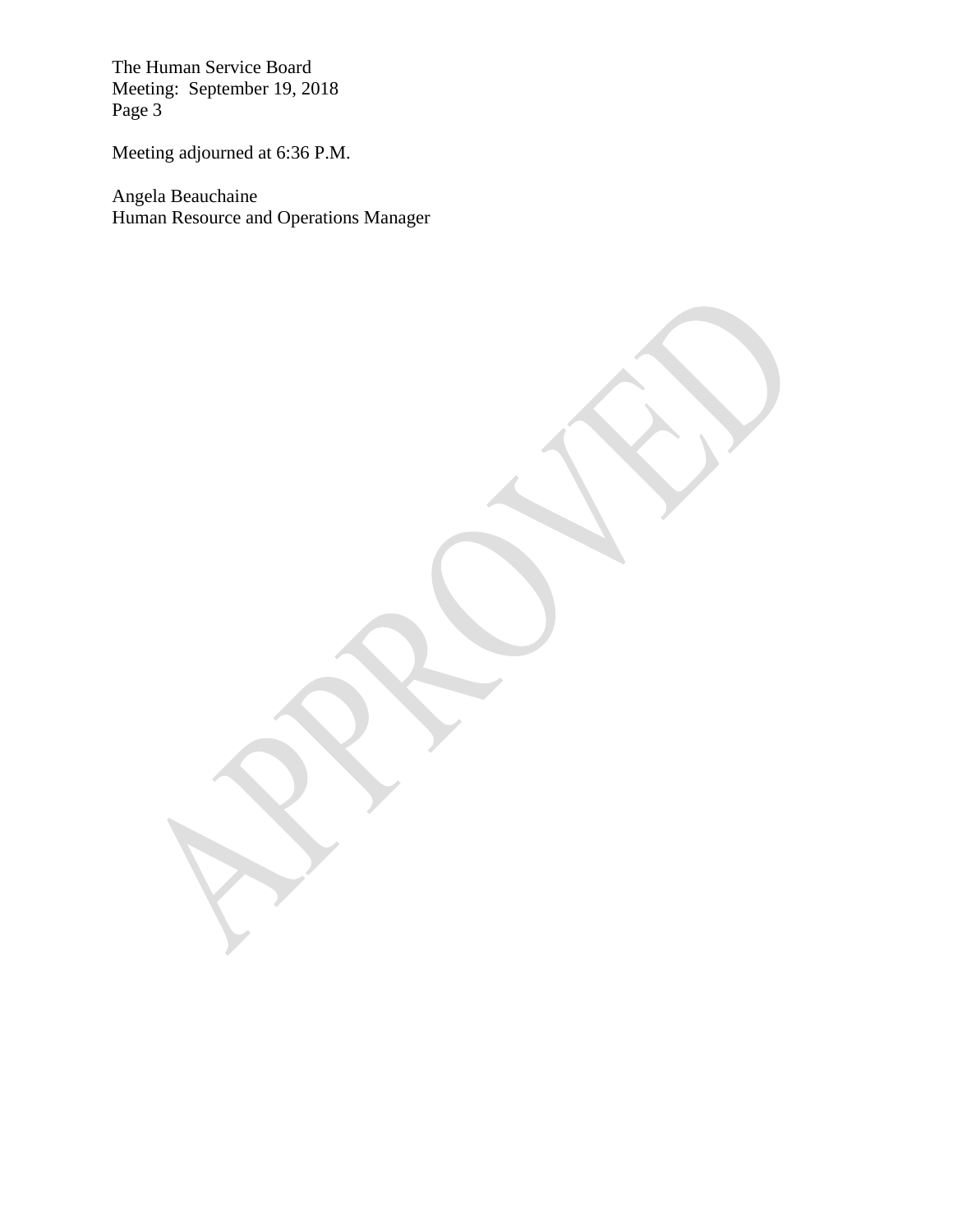Meeting adjourned at 6:36 P.M.

Angela Beauchaine
Human Resource and Operations Manager